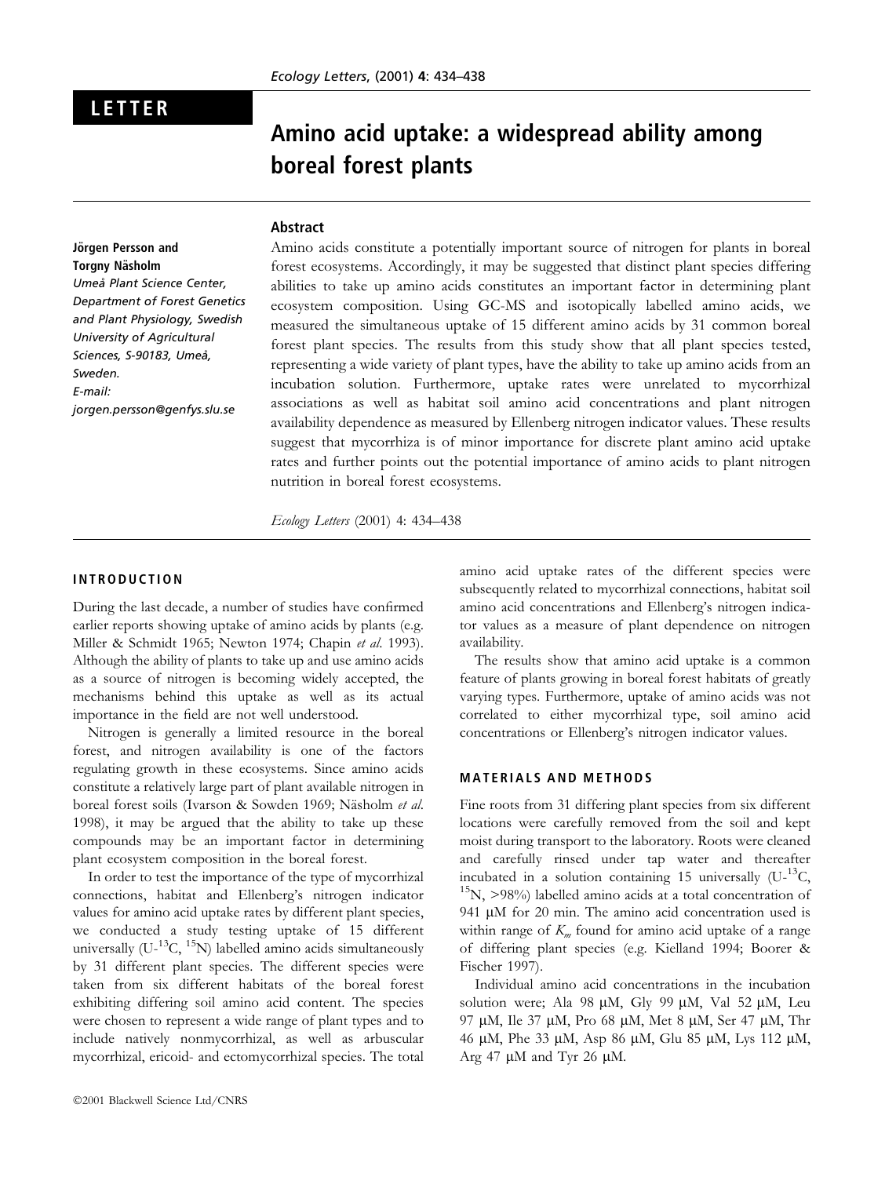LETTER

# Amino acid uptake: a widespread ability among boreal forest plants

**Jörgen Persson and Torgny Näsholm**
*Umeå Plant Science Center, Department of Forest Genetics and Plant Physiology, Swedish University of Agricultural Sciences, S-90183, Umeå, Sweden.*
*E-mail: jorgen.persson@genfys.slu.se*

## Abstract

Amino acids constitute a potentially important source of nitrogen for plants in boreal forest ecosystems. Accordingly, it may be suggested that distinct plant species differing abilities to take up amino acids constitutes an important factor in determining plant ecosystem composition. Using GC-MS and isotopically labelled amino acids, we measured the simultaneous uptake of 15 different amino acids by 31 common boreal forest plant species. The results from this study show that all plant species tested, representing a wide variety of plant types, have the ability to take up amino acids from an incubation solution. Furthermore, uptake rates were unrelated to mycorrhizal associations as well as habitat soil amino acid concentrations and plant nitrogen availability dependence as measured by Ellenberg nitrogen indicator values. These results suggest that mycorrhiza is of minor importance for discrete plant amino acid uptake rates and further points out the potential importance of amino acids to plant nitrogen nutrition in boreal forest ecosystems.

*Ecology Letters* (2001) 4: 434–438

## INTRODUCTION

During the last decade, a number of studies have confirmed earlier reports showing uptake of amino acids by plants (e.g. Miller & Schmidt 1965; Newton 1974; Chapin *et al.* 1993). Although the ability of plants to take up and use amino acids as a source of nitrogen is becoming widely accepted, the mechanisms behind this uptake as well as its actual importance in the field are not well understood.

Nitrogen is generally a limited resource in the boreal forest, and nitrogen availability is one of the factors regulating growth in these ecosystems. Since amino acids constitute a relatively large part of plant available nitrogen in boreal forest soils (Ivarson & Sowden 1969; Näsholm *et al.* 1998), it may be argued that the ability to take up these compounds may be an important factor in determining plant ecosystem composition in the boreal forest.

In order to test the importance of the type of mycorrhizal connections, habitat and Ellenberg's nitrogen indicator values for amino acid uptake rates by different plant species, we conducted a study testing uptake of 15 different universally (U-$^{13}$C, $^{15}$N) labelled amino acids simultaneously by 31 different plant species. The different species were taken from six different habitats of the boreal forest exhibiting differing soil amino acid content. The species were chosen to represent a wide range of plant types and to include natively nonmycorrhizal, as well as arbuscular mycorrhizal, ericoid- and ectomycorrhizal species. The total amino acid uptake rates of the different species were subsequently related to mycorrhizal connections, habitat soil amino acid concentrations and Ellenberg's nitrogen indicator values as a measure of plant dependence on nitrogen availability.

The results show that amino acid uptake is a common feature of plants growing in boreal forest habitats of greatly varying types. Furthermore, uptake of amino acids was not correlated to either mycorrhizal type, soil amino acid concentrations or Ellenberg's nitrogen indicator values.

## MATERIALS AND METHODS

Fine roots from 31 differing plant species from six different locations were carefully removed from the soil and kept moist during transport to the laboratory. Roots were cleaned and carefully rinsed under tap water and thereafter incubated in a solution containing 15 universally (U-$^{13}$C, $^{15}$N, >98%) labelled amino acids at a total concentration of 941 μM for 20 min. The amino acid concentration used is within range of $K_m$ found for amino acid uptake of a range of differing plant species (e.g. Kielland 1994; Boorer & Fischer 1997).

Individual amino acid concentrations in the incubation solution were; Ala 98 μM, Gly 99 μM, Val 52 μM, Leu 97 μM, Ile 37 μM, Pro 68 μM, Met 8 μM, Ser 47 μM, Thr 46 μM, Phe 33 μM, Asp 86 μM, Glu 85 μM, Lys 112 μM, Arg 47 μM and Tyr 26 μM.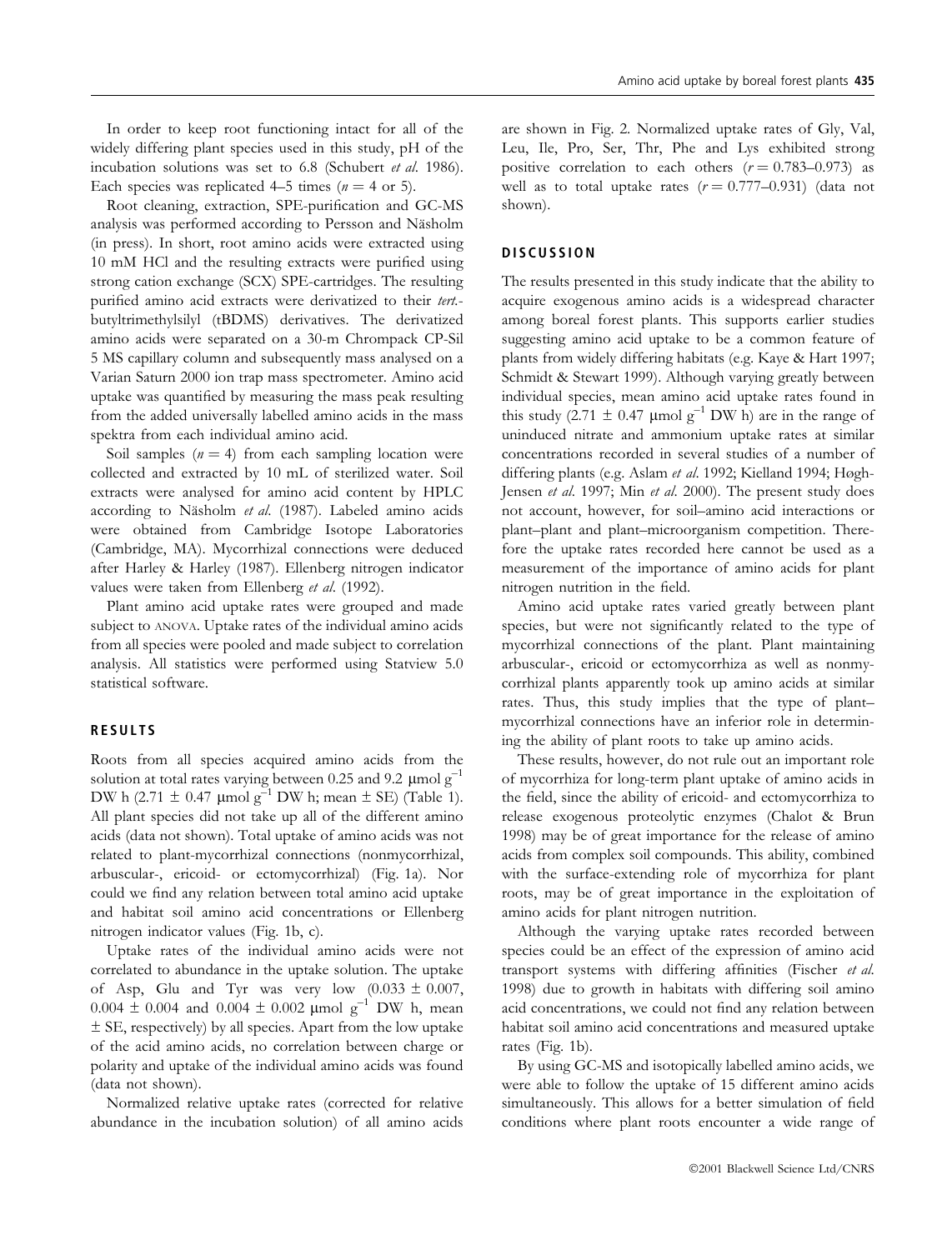In order to keep root functioning intact for all of the widely differing plant species used in this study, pH of the incubation solutions was set to 6.8 (Schubert *et al.* 1986). Each species was replicated 4–5 times ($n = 4$ or 5).

Root cleaning, extraction, SPE-purification and GC-MS analysis was performed according to Persson and Näsholm (in press). In short, root amino acids were extracted using 10 mM HCl and the resulting extracts were purified using strong cation exchange (SCX) SPE-cartridges. The resulting purified amino acid extracts were derivatized to their *tert.*-butyltrimethylsilyl (tBDMS) derivatives. The derivatized amino acids were separated on a 30-m Chrompack CP-Sil 5 MS capillary column and subsequently mass analysed on a Varian Saturn 2000 ion trap mass spectrometer. Amino acid uptake was quantified by measuring the mass peak resulting from the added universally labelled amino acids in the mass spektra from each individual amino acid.

Soil samples ($n = 4$) from each sampling location were collected and extracted by 10 mL of sterilized water. Soil extracts were analysed for amino acid content by HPLC according to Näsholm *et al.* (1987). Labeled amino acids were obtained from Cambridge Isotope Laboratories (Cambridge, MA). Mycorrhizal connections were deduced after Harley & Harley (1987). Ellenberg nitrogen indicator values were taken from Ellenberg *et al.* (1992).

Plant amino acid uptake rates were grouped and made subject to ANOVA. Uptake rates of the individual amino acids from all species were pooled and made subject to correlation analysis. All statistics were performed using Statview 5.0 statistical software.

## RESULTS

Roots from all species acquired amino acids from the solution at total rates varying between 0.25 and 9.2 $\mu$mol g$^{-1}$ DW h (2.71 $\pm$ 0.47 $\mu$mol g$^{-1}$ DW h; mean $\pm$ SE) (Table 1). All plant species did not take up all of the different amino acids (data not shown). Total uptake of amino acids was not related to plant-mycorrhizal connections (nonmycorrhizal, arbuscular-, ericoid- or ectomycorrhizal) (Fig. 1a). Nor could we find any relation between total amino acid uptake and habitat soil amino acid concentrations or Ellenberg nitrogen indicator values (Fig. 1b, c).

Uptake rates of the individual amino acids were not correlated to abundance in the uptake solution. The uptake of Asp, Glu and Tyr was very low (0.033 $\pm$ 0.007, 0.004 $\pm$ 0.004 and 0.004 $\pm$ 0.002 $\mu$mol g$^{-1}$ DW h, mean $\pm$ SE, respectively) by all species. Apart from the low uptake of the acid amino acids, no correlation between charge or polarity and uptake of the individual amino acids was found (data not shown).

Normalized relative uptake rates (corrected for relative abundance in the incubation solution) of all amino acids are shown in Fig. 2. Normalized uptake rates of Gly, Val, Leu, Ile, Pro, Ser, Thr, Phe and Lys exhibited strong positive correlation to each others ($r = 0.783$–$0.973$) as well as to total uptake rates ($r = 0.777$–$0.931$) (data not shown).

## DISCUSSION

The results presented in this study indicate that the ability to acquire exogenous amino acids is a widespread character among boreal forest plants. This supports earlier studies suggesting amino acid uptake to be a common feature of plants from widely differing habitats (e.g. Kaye & Hart 1997; Schmidt & Stewart 1999). Although varying greatly between individual species, mean amino acid uptake rates found in this study (2.71 $\pm$ 0.47 $\mu$mol g$^{-1}$ DW h) are in the range of uninduced nitrate and ammonium uptake rates at similar concentrations recorded in several studies of a number of differing plants (e.g. Aslam *et al.* 1992; Kielland 1994; Høgh-Jensen *et al.* 1997; Min *et al.* 2000). The present study does not account, however, for soil–amino acid interactions or plant–plant and plant–microorganism competition. Therefore the uptake rates recorded here cannot be used as a measurement of the importance of amino acids for plant nitrogen nutrition in the field.

Amino acid uptake rates varied greatly between plant species, but were not significantly related to the type of mycorrhizal connections of the plant. Plant maintaining arbuscular-, ericoid or ectomycorrhiza as well as nonmycorrhizal plants apparently took up amino acids at similar rates. Thus, this study implies that the type of plant–mycorrhizal connections have an inferior role in determining the ability of plant roots to take up amino acids.

These results, however, do not rule out an important role of mycorrhiza for long-term plant uptake of amino acids in the field, since the ability of ericoid- and ectomycorrhiza to release exogenous proteolytic enzymes (Chalot & Brun 1998) may be of great importance for the release of amino acids from complex soil compounds. This ability, combined with the surface-extending role of mycorrhiza for plant roots, may be of great importance in the exploitation of amino acids for plant nitrogen nutrition.

Although the varying uptake rates recorded between species could be an effect of the expression of amino acid transport systems with differing affinities (Fischer *et al.* 1998) due to growth in habitats with differing soil amino acid concentrations, we could not find any relation between habitat soil amino acid concentrations and measured uptake rates (Fig. 1b).

By using GC-MS and isotopically labelled amino acids, we were able to follow the uptake of 15 different amino acids simultaneously. This allows for a better simulation of field conditions where plant roots encounter a wide range of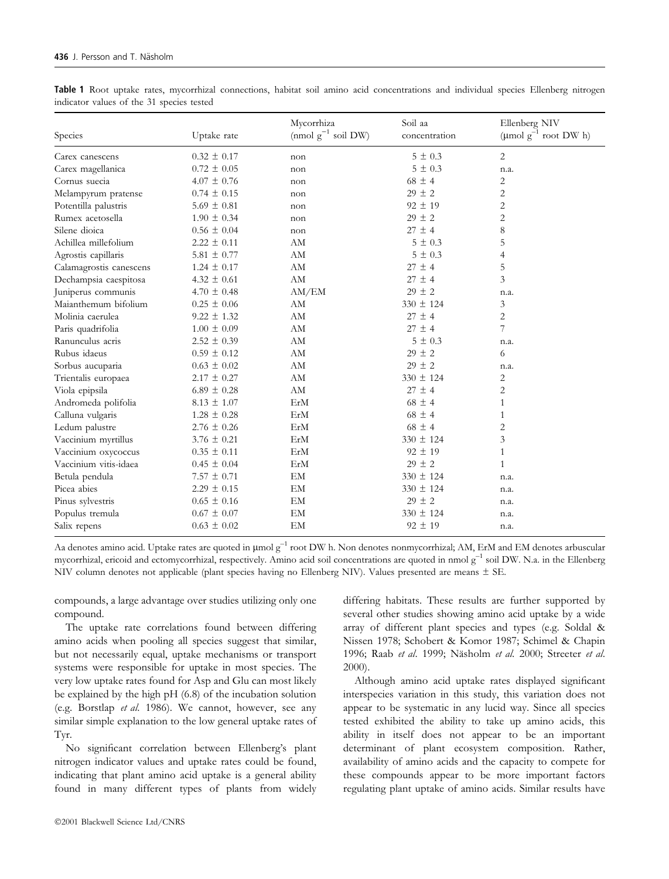**Table 1** Root uptake rates, mycorrhizal connections, habitat soil amino acid concentrations and individual species Ellenberg nitrogen indicator values of the 31 species tested

| Species | Uptake rate | Mycorrhiza (nmol $g^{-1}$ soil DW) | Soil aa concentration | Ellenberg NIV (µmol $g^{-1}$ root DW h) |
|---|---|---|---|---|
| Carex canescens | 0.32 ± 0.17 | non | 5 ± 0.3 | 2 |
| Carex magellanica | 0.72 ± 0.05 | non | 5 ± 0.3 | n.a. |
| Cornus suecia | 4.07 ± 0.76 | non | 68 ± 4 | 2 |
| Melampyrum pratense | 0.74 ± 0.15 | non | 29 ± 2 | 2 |
| Potentilla palustris | 5.69 ± 0.81 | non | 92 ± 19 | 2 |
| Rumex acetosella | 1.90 ± 0.34 | non | 29 ± 2 | 2 |
| Silene dioica | 0.56 ± 0.04 | non | 27 ± 4 | 8 |
| Achillea millefolium | 2.22 ± 0.11 | AM | 5 ± 0.3 | 5 |
| Agrostis capillaris | 5.81 ± 0.77 | AM | 5 ± 0.3 | 4 |
| Calamagrostis canescens | 1.24 ± 0.17 | AM | 27 ± 4 | 5 |
| Dechampsia caespitosa | 4.32 ± 0.61 | AM | 27 ± 4 | 3 |
| Juniperus communis | 4.70 ± 0.48 | AM/EM | 29 ± 2 | n.a. |
| Maianthemum bifolium | 0.25 ± 0.06 | AM | 330 ± 124 | 3 |
| Molinia caerulea | 9.22 ± 1.32 | AM | 27 ± 4 | 2 |
| Paris quadrifolia | 1.00 ± 0.09 | AM | 27 ± 4 | 7 |
| Ranunculus acris | 2.52 ± 0.39 | AM | 5 ± 0.3 | n.a. |
| Rubus idaeus | 0.59 ± 0.12 | AM | 29 ± 2 | 6 |
| Sorbus aucuparia | 0.63 ± 0.02 | AM | 29 ± 2 | n.a. |
| Trientalis europaea | 2.17 ± 0.27 | AM | 330 ± 124 | 2 |
| Viola epipsila | 6.89 ± 0.28 | AM | 27 ± 4 | 2 |
| Andromeda polifolia | 8.13 ± 1.07 | ErM | 68 ± 4 | 1 |
| Calluna vulgaris | 1.28 ± 0.28 | ErM | 68 ± 4 | 1 |
| Ledum palustre | 2.76 ± 0.26 | ErM | 68 ± 4 | 2 |
| Vaccinium myrtillus | 3.76 ± 0.21 | ErM | 330 ± 124 | 3 |
| Vaccinium oxycoccus | 0.35 ± 0.11 | ErM | 92 ± 19 | 1 |
| Vaccinium vitis-idaea | 0.45 ± 0.04 | ErM | 29 ± 2 | 1 |
| Betula pendula | 7.57 ± 0.71 | EM | 330 ± 124 | n.a. |
| Picea abies | 2.29 ± 0.15 | EM | 330 ± 124 | n.a. |
| Pinus sylvestris | 0.65 ± 0.16 | EM | 29 ± 2 | n.a. |
| Populus tremula | 0.67 ± 0.07 | EM | 330 ± 124 | n.a. |
| Salix repens | 0.63 ± 0.02 | EM | 92 ± 19 | n.a. |

Aa denotes amino acid. Uptake rates are quoted in µmol $g^{-1}$ root DW h. Non denotes nonmycorrhizal; AM, ErM and EM denotes arbuscular mycorrhizal, ericoid and ectomycorrhizal, respectively. Amino acid soil concentrations are quoted in nmol $g^{-1}$ soil DW. N.a. in the Ellenberg NIV column denotes not applicable (plant species having no Ellenberg NIV). Values presented are means ± SE.

compounds, a large advantage over studies utilizing only one compound.

The uptake rate correlations found between differing amino acids when pooling all species suggest that similar, but not necessarily equal, uptake mechanisms or transport systems were responsible for uptake in most species. The very low uptake rates found for Asp and Glu can most likely be explained by the high pH (6.8) of the incubation solution (e.g. Borstlap *et al*. 1986). We cannot, however, see any similar simple explanation to the low general uptake rates of Tyr.

No significant correlation between Ellenberg's plant nitrogen indicator values and uptake rates could be found, indicating that plant amino acid uptake is a general ability found in many different types of plants from widely differing habitats. These results are further supported by several other studies showing amino acid uptake by a wide array of different plant species and types (e.g. Soldal & Nissen 1978; Schobert & Komor 1987; Schimel & Chapin 1996; Raab *et al*. 1999; Näsholm *et al*. 2000; Streeter *et al*. 2000).

Although amino acid uptake rates displayed significant interspecies variation in this study, this variation does not appear to be systematic in any lucid way. Since all species tested exhibited the ability to take up amino acids, this ability in itself does not appear to be an important determinant of plant ecosystem composition. Rather, availability of amino acids and the capacity to compete for these compounds appear to be more important factors regulating plant uptake of amino acids. Similar results have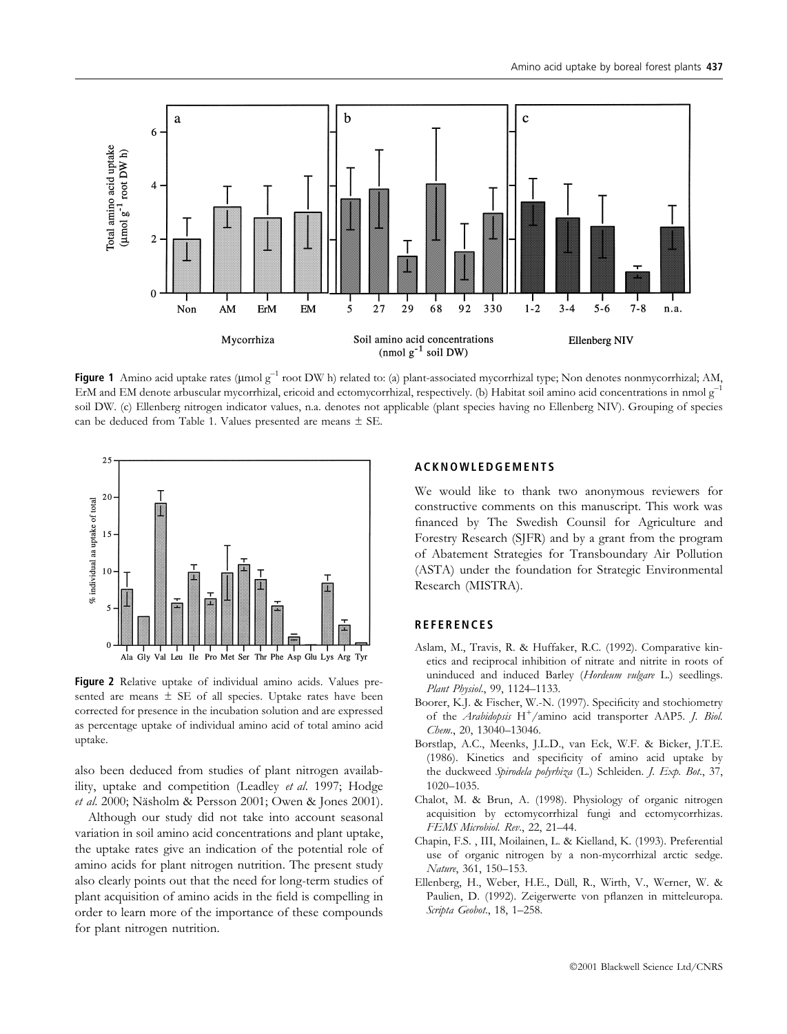**Figure 1** Amino acid uptake rates (μmol $g^{-1}$ root DW h) related to: (a) plant-associated mycorrhizal type; Non denotes nonmycorrhizal; AM, ErM and EM denote arbuscular mycorrhizal, ericoid and ectomycorrhizal, respectively. (b) Habitat soil amino acid concentrations in nmol $g^{-1}$ soil DW. (c) Ellenberg nitrogen indicator values, n.a. denotes not applicable (plant species having no Ellenberg NIV). Grouping of species can be deduced from Table 1. Values presented are means ± SE.

**Figure 2** Relative uptake of individual amino acids. Values presented are means ± SE of all species. Uptake rates have been corrected for presence in the incubation solution and are expressed as percentage uptake of individual amino acid of total amino acid uptake.

also been deduced from studies of plant nitrogen availability, uptake and competition (Leadley *et al.* 1997; Hodge *et al.* 2000; Näsholm & Persson 2001; Owen & Jones 2001).

Although our study did not take into account seasonal variation in soil amino acid concentrations and plant uptake, the uptake rates give an indication of the potential role of amino acids for plant nitrogen nutrition. The present study also clearly points out that the need for long-term studies of plant acquisition of amino acids in the field is compelling in order to learn more of the importance of these compounds for plant nitrogen nutrition.

## ACKNOWLEDGEMENTS

We would like to thank two anonymous reviewers for constructive comments on this manuscript. This work was financed by The Swedish Counsil for Agriculture and Forestry Research (SJFR) and by a grant from the program of Abatement Strategies for Transboundary Air Pollution (ASTA) under the foundation for Strategic Environmental Research (MISTRA).

## REFERENCES

Aslam, M., Travis, R. & Huffaker, R.C. (1992). Comparative kinetics and reciprocal inhibition of nitrate and nitrite in roots of uninduced and induced Barley (*Hordeum vulgare* L.) seedlings. *Plant Physiol.*, 99, 1124–1133.

Boorer, K.J. & Fischer, W.-N. (1997). Specificity and stochiometry of the *Arabidopsis* $H^+$/amino acid transporter AAP5. *J. Biol. Chem.*, 20, 13040–13046.

Borstlap, A.C., Meenks, J.L.D., van Eck, W.F. & Bicker, J.T.E. (1986). Kinetics and specificity of amino acid uptake by the duckweed *Spirodela polyrhiza* (L.) Schleiden. *J. Exp. Bot.*, 37, 1020–1035.

Chalot, M. & Brun, A. (1998). Physiology of organic nitrogen acquisition by ectomycorrhizal fungi and ectomycorrhizas. *FEMS Microbiol. Rev.*, 22, 21–44.

Chapin, F.S. , III, Moilainen, L. & Kielland, K. (1993). Preferential use of organic nitrogen by a non-mycorrhizal arctic sedge. *Nature*, 361, 150–153.

Ellenberg, H., Weber, H.E., Düll, R., Wirth, V., Werner, W. & Paulien, D. (1992). Zeigerwerte von pflanzen in mitteleuropa. *Scripta Geobot.*, 18, 1–258.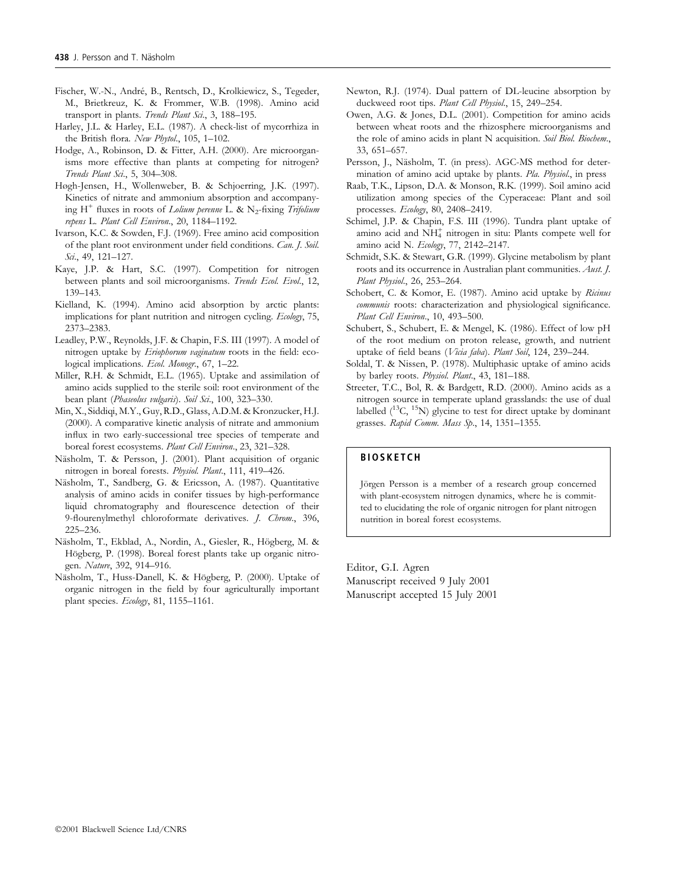Fischer, W.-N., André, B., Rentsch, D., Krolkiewicz, S., Tegeder, M., Brietkreuz, K. & Frommer, W.B. (1998). Amino acid transport in plants. *Trends Plant Sci.*, 3, 188–195.

Harley, J.L. & Harley, E.L. (1987). A check-list of mycorrhiza in the British flora. *New Phytol.*, 105, 1–102.

Hodge, A., Robinson, D. & Fitter, A.H. (2000). Are microorganisms more effective than plants at competing for nitrogen? *Trends Plant Sci.*, 5, 304–308.

Høgh-Jensen, H., Wollenweber, B. & Schjoerring, J.K. (1997). Kinetics of nitrate and ammonium absorption and accompanying $H^+$ fluxes in roots of *Lolium perenne* L. & $N_2$-fixing *Trifolium repens* L. *Plant Cell Environ.*, 20, 1184–1192.

Ivarson, K.C. & Sowden, F.J. (1969). Free amino acid composition of the plant root environment under field conditions. *Can. J. Soil. Sci.*, 49, 121–127.

Kaye, J.P. & Hart, S.C. (1997). Competition for nitrogen between plants and soil microorganisms. *Trends Ecol. Evol.*, 12, 139–143.

Kielland, K. (1994). Amino acid absorption by arctic plants: implications for plant nutrition and nitrogen cycling. *Ecology*, 75, 2373–2383.

Leadley, P.W., Reynolds, J.F. & Chapin, F.S. III (1997). A model of nitrogen uptake by *Eriophorum vaginatum* roots in the field: ecological implications. *Ecol. Monogr.*, 67, 1–22.

Miller, R.H. & Schmidt, E.L. (1965). Uptake and assimilation of amino acids supplied to the sterile soil: root environment of the bean plant (*Phaseolus vulgaris*). *Soil Sci.*, 100, 323–330.

Min, X., Siddiqi, M.Y., Guy, R.D., Glass, A.D.M. & Kronzucker, H.J. (2000). A comparative kinetic analysis of nitrate and ammonium influx in two early-successional tree species of temperate and boreal forest ecosystems. *Plant Cell Environ.*, 23, 321–328.

Näsholm, T. & Persson, J. (2001). Plant acquisition of organic nitrogen in boreal forests. *Physiol. Plant.*, 111, 419–426.

Näsholm, T., Sandberg, G. & Ericsson, A. (1987). Quantitative analysis of amino acids in conifer tissues by high-performance liquid chromatography and flourescence detection of their 9-flourenylmethyl chloroformate derivatives. *J. Chrom.*, 396, 225–236.

Näsholm, T., Ekblad, A., Nordin, A., Giesler, R., Högberg, M. & Högberg, P. (1998). Boreal forest plants take up organic nitrogen. *Nature*, 392, 914–916.

Näsholm, T., Huss-Danell, K. & Högberg, P. (2000). Uptake of organic nitrogen in the field by four agriculturally important plant species. *Ecology*, 81, 1155–1161.

Newton, R.J. (1974). Dual pattern of DL-leucine absorption by duckweed root tips. *Plant Cell Physiol.*, 15, 249–254.

Owen, A.G. & Jones, D.L. (2001). Competition for amino acids between wheat roots and the rhizosphere microorganisms and the role of amino acids in plant N acquisition. *Soil Biol. Biochem.*, 33, 651–657.

Persson, J., Näsholm, T. (in press). AGC-MS method for determination of amino acid uptake by plants. *Pla. Physiol.*, in press

Raab, T.K., Lipson, D.A. & Monson, R.K. (1999). Soil amino acid utilization among species of the Cyperaceae: Plant and soil processes. *Ecology*, 80, 2408–2419.

Schimel, J.P. & Chapin, F.S. III (1996). Tundra plant uptake of amino acid and $NH_4^+$ nitrogen in situ: Plants compete well for amino acid N. *Ecology*, 77, 2142–2147.

Schmidt, S.K. & Stewart, G.R. (1999). Glycine metabolism by plant roots and its occurrence in Australian plant communities. *Aust. J. Plant Physiol.*, 26, 253–264.

Schobert, C. & Komor, E. (1987). Amino acid uptake by *Ricinus communis* roots: characterization and physiological significance. *Plant Cell Environ.*, 10, 493–500.

Schubert, S., Schubert, E. & Mengel, K. (1986). Effect of low pH of the root medium on proton release, growth, and nutrient uptake of field beans (*Vicia faba*). *Plant Soil*, 124, 239–244.

Soldal, T. & Nissen, P. (1978). Multiphasic uptake of amino acids by barley roots. *Physiol. Plant.*, 43, 181–188.

Streeter, T.C., Bol, R. & Bardgett, R.D. (2000). Amino acids as a nitrogen source in temperate upland grasslands: the use of dual labelled ($^{13}C$, $^{15}N$) glycine to test for direct uptake by dominant grasses. *Rapid Comm. Mass Sp.*, 14, 1351–1355.

## BIOSKETCH

Jörgen Persson is a member of a research group concerned with plant-ecosystem nitrogen dynamics, where he is committed to elucidating the role of organic nitrogen for plant nitrogen nutrition in boreal forest ecosystems.

Editor, G.I. Agren
Manuscript received 9 July 2001
Manuscript accepted 15 July 2001